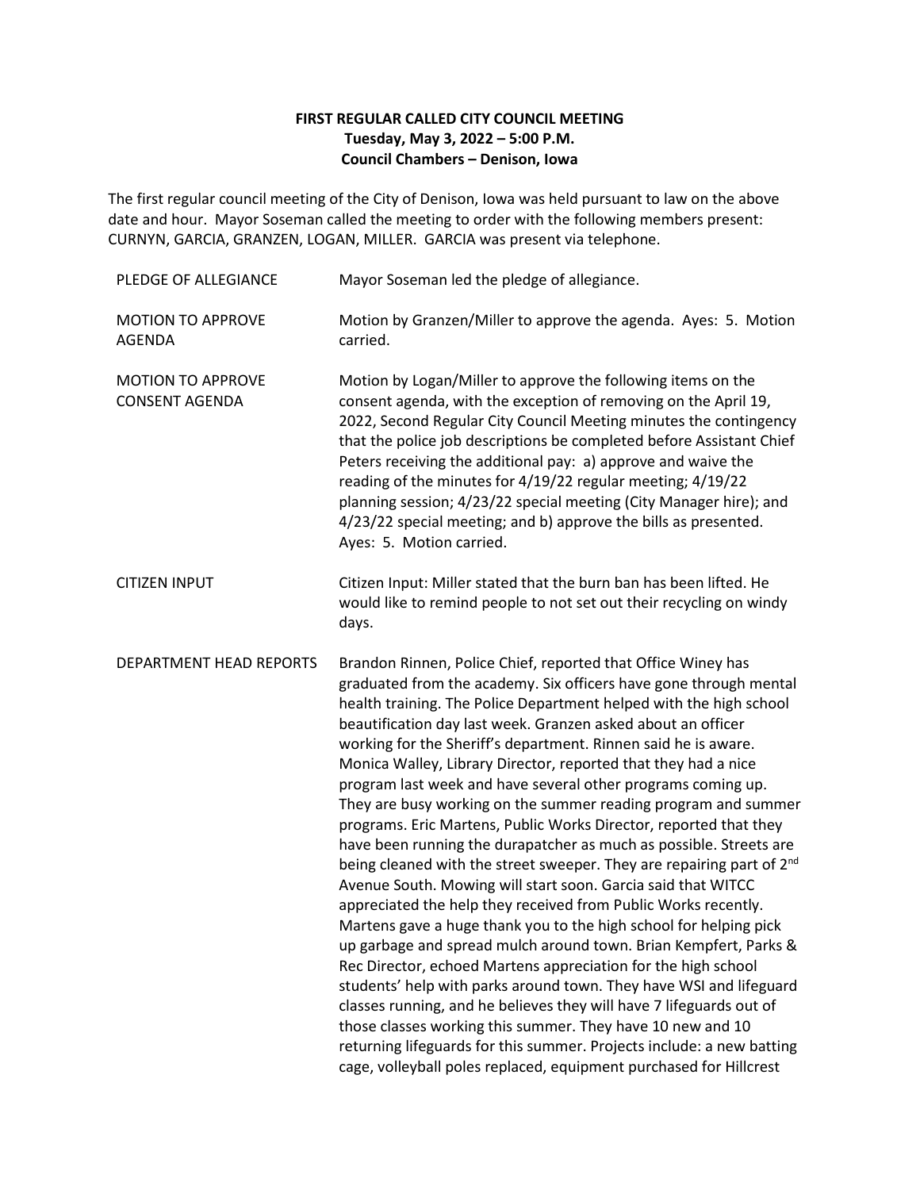**FIRST REGULAR CALLED CITY COUNCIL MEETING**
**Tuesday, May 3, 2022 – 5:00 P.M.**
**Council Chambers – Denison, Iowa**

The first regular council meeting of the City of Denison, Iowa was held pursuant to law on the above date and hour. Mayor Soseman called the meeting to order with the following members present: CURNYN, GARCIA, GRANZEN, LOGAN, MILLER. GARCIA was present via telephone.

| | |
|---|---|
| PLEDGE OF ALLEGIANCE | Mayor Soseman led the pledge of allegiance. |
| MOTION TO APPROVE AGENDA | Motion by Granzen/Miller to approve the agenda. Ayes: 5. Motion carried. |
| MOTION TO APPROVE CONSENT AGENDA | Motion by Logan/Miller to approve the following items on the consent agenda, with the exception of removing on the April 19, 2022, Second Regular City Council Meeting minutes the contingency that the police job descriptions be completed before Assistant Chief Peters receiving the additional pay: a) approve and waive the reading of the minutes for 4/19/22 regular meeting; 4/19/22 planning session; 4/23/22 special meeting (City Manager hire); and 4/23/22 special meeting; and b) approve the bills as presented. Ayes: 5. Motion carried. |
| CITIZEN INPUT | Citizen Input: Miller stated that the burn ban has been lifted. He would like to remind people to not set out their recycling on windy days. |
| DEPARTMENT HEAD REPORTS | Brandon Rinnen, Police Chief, reported that Office Winey has graduated from the academy. Six officers have gone through mental health training. The Police Department helped with the high school beautification day last week. Granzen asked about an officer working for the Sheriff's department. Rinnen said he is aware. Monica Walley, Library Director, reported that they had a nice program last week and have several other programs coming up. They are busy working on the summer reading program and summer programs. Eric Martens, Public Works Director, reported that they have been running the durapatcher as much as possible. Streets are being cleaned with the street sweeper. They are repairing part of 2nd Avenue South. Mowing will start soon. Garcia said that WITCC appreciated the help they received from Public Works recently. Martens gave a huge thank you to the high school for helping pick up garbage and spread mulch around town. Brian Kempfert, Parks & Rec Director, echoed Martens appreciation for the high school students' help with parks around town. They have WSI and lifeguard classes running, and he believes they will have 7 lifeguards out of those classes working this summer. They have 10 new and 10 returning lifeguards for this summer. Projects include: a new batting cage, volleyball poles replaced, equipment purchased for Hillcrest |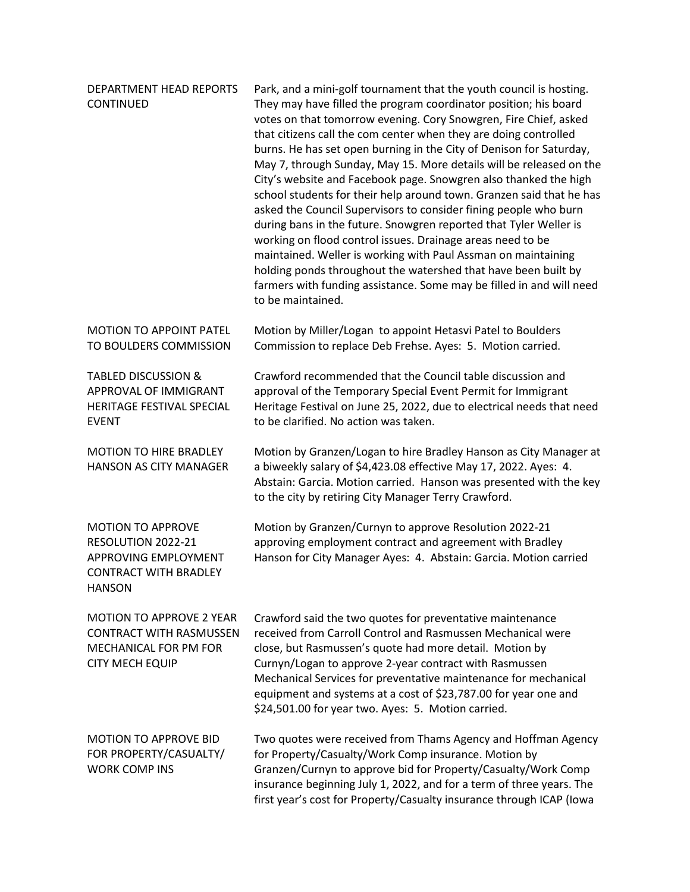**DEPARTMENT HEAD REPORTS CONTINUED**

Park, and a mini-golf tournament that the youth council is hosting. They may have filled the program coordinator position; his board votes on that tomorrow evening. Cory Snowgren, Fire Chief, asked that citizens call the com center when they are doing controlled burns. He has set open burning in the City of Denison for Saturday, May 7, through Sunday, May 15. More details will be released on the City's website and Facebook page. Snowgren also thanked the high school students for their help around town. Granzen said that he has asked the Council Supervisors to consider fining people who burn during bans in the future. Snowgren reported that Tyler Weller is working on flood control issues. Drainage areas need to be maintained. Weller is working with Paul Assman on maintaining holding ponds throughout the watershed that have been built by farmers with funding assistance. Some may be filled in and will need to be maintained.

**MOTION TO APPOINT PATEL TO BOULDERS COMMISSION**

Motion by Miller/Logan to appoint Hetasvi Patel to Boulders Commission to replace Deb Frehse. Ayes: 5. Motion carried.

**TABLED DISCUSSION & APPROVAL OF IMMIGRANT HERITAGE FESTIVAL SPECIAL EVENT**

Crawford recommended that the Council table discussion and approval of the Temporary Special Event Permit for Immigrant Heritage Festival on June 25, 2022, due to electrical needs that need to be clarified. No action was taken.

**MOTION TO HIRE BRADLEY HANSON AS CITY MANAGER**

Motion by Granzen/Logan to hire Bradley Hanson as City Manager at a biweekly salary of $4,423.08 effective May 17, 2022. Ayes: 4. Abstain: Garcia. Motion carried. Hanson was presented with the key to the city by retiring City Manager Terry Crawford.

**MOTION TO APPROVE RESOLUTION 2022-21 APPROVING EMPLOYMENT CONTRACT WITH BRADLEY HANSON**

Motion by Granzen/Curnyn to approve Resolution 2022-21 approving employment contract and agreement with Bradley Hanson for City Manager Ayes: 4. Abstain: Garcia. Motion carried

**MOTION TO APPROVE 2 YEAR CONTRACT WITH RASMUSSEN MECHANICAL FOR PM FOR CITY MECH EQUIP**

Crawford said the two quotes for preventative maintenance received from Carroll Control and Rasmussen Mechanical were close, but Rasmussen's quote had more detail. Motion by Curnyn/Logan to approve 2-year contract with Rasmussen Mechanical Services for preventative maintenance for mechanical equipment and systems at a cost of $23,787.00 for year one and $24,501.00 for year two. Ayes: 5. Motion carried.

**MOTION TO APPROVE BID FOR PROPERTY/CASUALTY/ WORK COMP INS**

Two quotes were received from Thams Agency and Hoffman Agency for Property/Casualty/Work Comp insurance. Motion by Granzen/Curnyn to approve bid for Property/Casualty/Work Comp insurance beginning July 1, 2022, and for a term of three years. The first year's cost for Property/Casualty insurance through ICAP (Iowa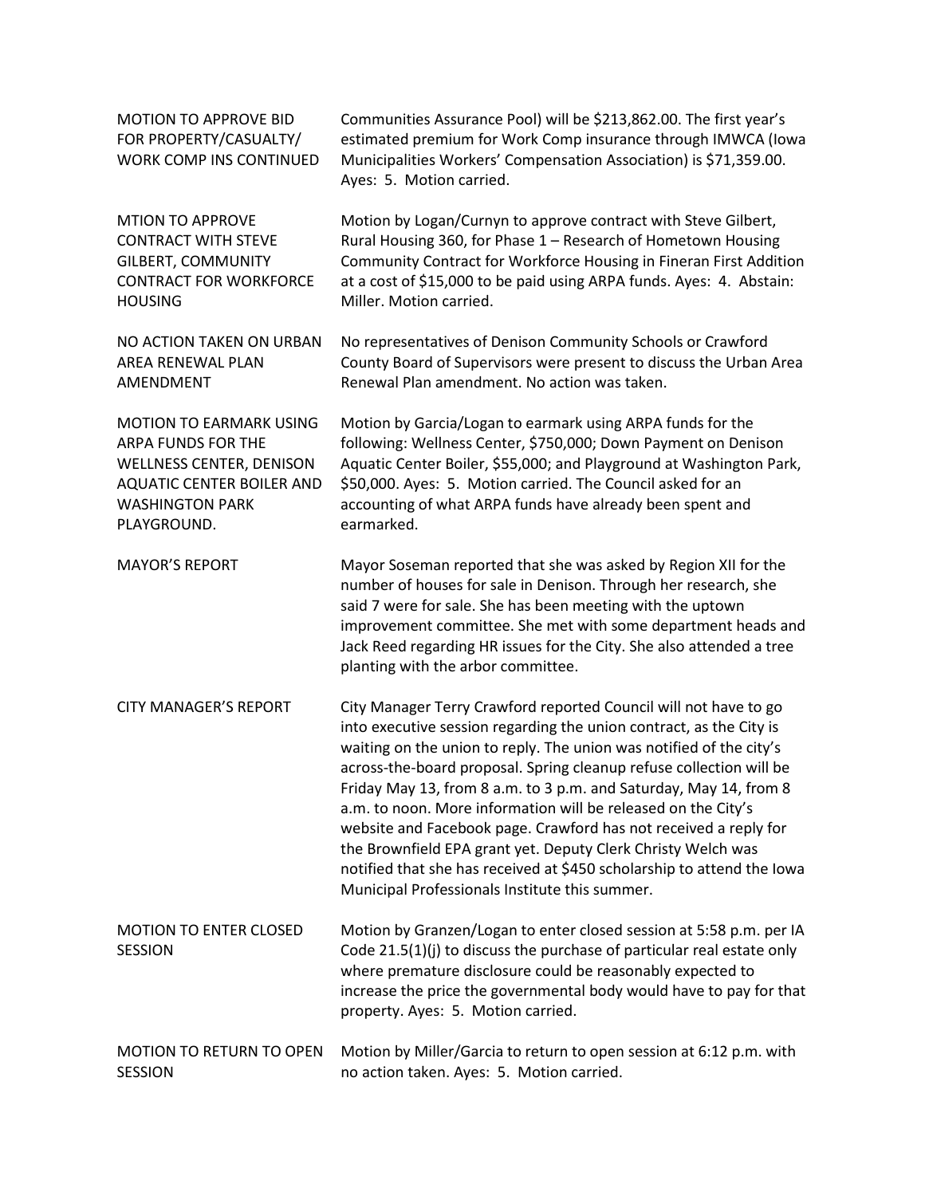**MOTION TO APPROVE BID FOR PROPERTY/CASUALTY/ WORK COMP INS CONTINUED**

Communities Assurance Pool) will be $213,862.00. The first year's estimated premium for Work Comp insurance through IMWCA (Iowa Municipalities Workers' Compensation Association) is $71,359.00. Ayes: 5. Motion carried.

**MTION TO APPROVE CONTRACT WITH STEVE GILBERT, COMMUNITY CONTRACT FOR WORKFORCE HOUSING**

Motion by Logan/Curnyn to approve contract with Steve Gilbert, Rural Housing 360, for Phase 1 – Research of Hometown Housing Community Contract for Workforce Housing in Fineran First Addition at a cost of $15,000 to be paid using ARPA funds. Ayes: 4. Abstain: Miller. Motion carried.

**NO ACTION TAKEN ON URBAN AREA RENEWAL PLAN AMENDMENT**

No representatives of Denison Community Schools or Crawford County Board of Supervisors were present to discuss the Urban Area Renewal Plan amendment. No action was taken.

**MOTION TO EARMARK USING ARPA FUNDS FOR THE WELLNESS CENTER, DENISON AQUATIC CENTER BOILER AND WASHINGTON PARK PLAYGROUND.**

Motion by Garcia/Logan to earmark using ARPA funds for the following: Wellness Center, $750,000; Down Payment on Denison Aquatic Center Boiler, $55,000; and Playground at Washington Park, $50,000. Ayes: 5. Motion carried. The Council asked for an accounting of what ARPA funds have already been spent and earmarked.

**MAYOR'S REPORT**

Mayor Soseman reported that she was asked by Region XII for the number of houses for sale in Denison. Through her research, she said 7 were for sale. She has been meeting with the uptown improvement committee. She met with some department heads and Jack Reed regarding HR issues for the City. She also attended a tree planting with the arbor committee.

**CITY MANAGER'S REPORT**

City Manager Terry Crawford reported Council will not have to go into executive session regarding the union contract, as the City is waiting on the union to reply. The union was notified of the city's across-the-board proposal. Spring cleanup refuse collection will be Friday May 13, from 8 a.m. to 3 p.m. and Saturday, May 14, from 8 a.m. to noon. More information will be released on the City's website and Facebook page. Crawford has not received a reply for the Brownfield EPA grant yet. Deputy Clerk Christy Welch was notified that she has received at $450 scholarship to attend the Iowa Municipal Professionals Institute this summer.

**MOTION TO ENTER CLOSED SESSION**

Motion by Granzen/Logan to enter closed session at 5:58 p.m. per IA Code 21.5(1)(j) to discuss the purchase of particular real estate only where premature disclosure could be reasonably expected to increase the price the governmental body would have to pay for that property. Ayes: 5. Motion carried.

**MOTION TO RETURN TO OPEN SESSION**

Motion by Miller/Garcia to return to open session at 6:12 p.m. with no action taken. Ayes: 5. Motion carried.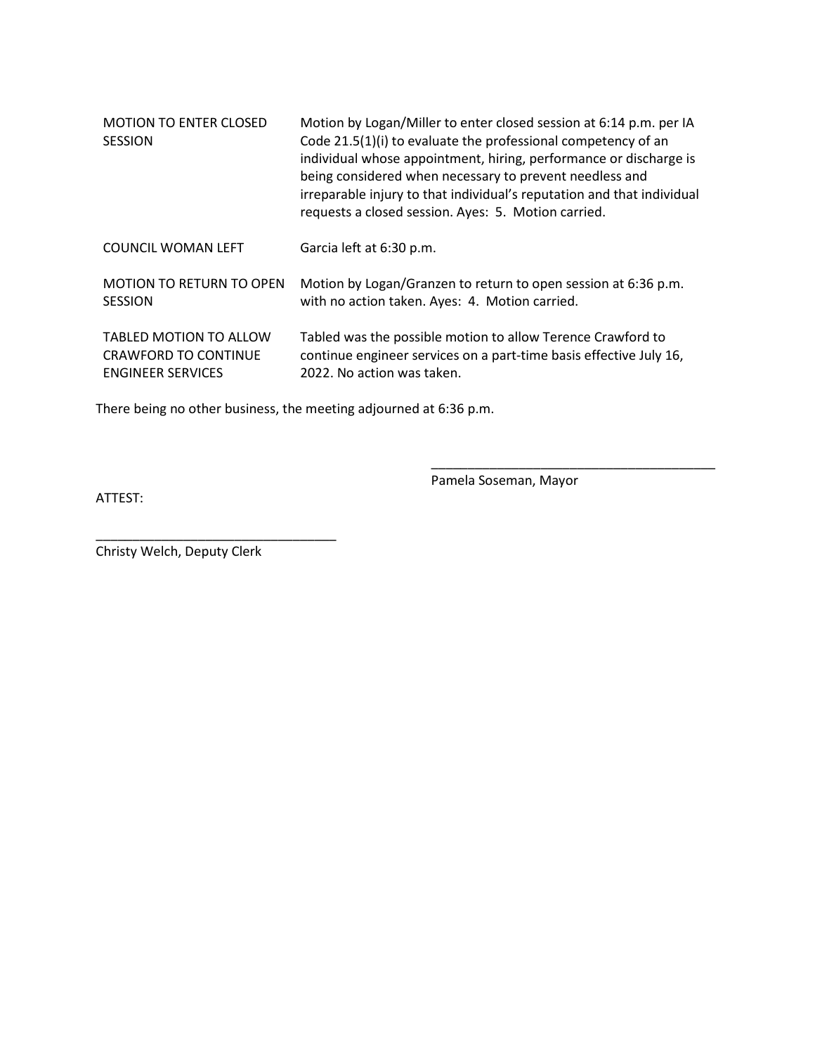| | |
|---|---|
| MOTION TO ENTER CLOSED SESSION | Motion by Logan/Miller to enter closed session at 6:14 p.m. per IA Code 21.5(1)(i) to evaluate the professional competency of an individual whose appointment, hiring, performance or discharge is being considered when necessary to prevent needless and irreparable injury to that individual's reputation and that individual requests a closed session. Ayes: 5. Motion carried. |
| COUNCIL WOMAN LEFT | Garcia left at 6:30 p.m. |
| MOTION TO RETURN TO OPEN SESSION | Motion by Logan/Granzen to return to open session at 6:36 p.m. with no action taken. Ayes: 4. Motion carried. |
| TABLED MOTION TO ALLOW CRAWFORD TO CONTINUE ENGINEER SERVICES | Tabled was the possible motion to allow Terence Crawford to continue engineer services on a part-time basis effective July 16, 2022. No action was taken. |

There being no other business, the meeting adjourned at 6:36 p.m.

_________________________________________
Pamela Soseman, Mayor

ATTEST:

__________________________________
Christy Welch, Deputy Clerk